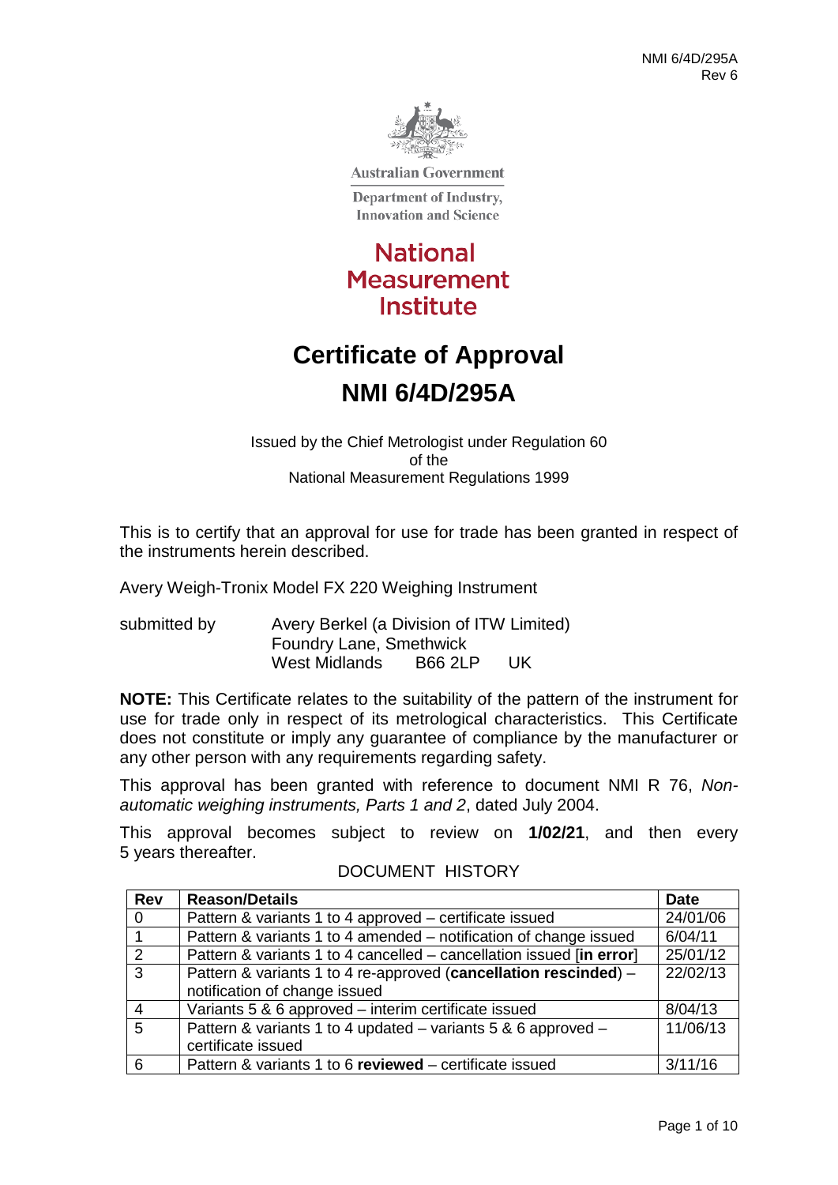NMI 6/4D/295A
Rev 6

Australian Government

Department of Industry, Innovation and Science

National Measurement Institute

# Certificate of Approval

# NMI 6/4D/295A

Issued by the Chief Metrologist under Regulation 60
of the
National Measurement Regulations 1999

This is to certify that an approval for use for trade has been granted in respect of the instruments herein described.

Avery Weigh-Tronix Model FX 220 Weighing Instrument

submitted by Avery Berkel (a Division of ITW Limited)
Foundry Lane, Smethwick
West Midlands B66 2LP UK

**NOTE:** This Certificate relates to the suitability of the pattern of the instrument for use for trade only in respect of its metrological characteristics. This Certificate does not constitute or imply any guarantee of compliance by the manufacturer or any other person with any requirements regarding safety.

This approval has been granted with reference to document NMI R 76, *Non-automatic weighing instruments, Parts 1 and 2*, dated July 2004.

This approval becomes subject to review on **1/02/21**, and then every 5 years thereafter.

DOCUMENT HISTORY

| Rev | Reason/Details | Date |
|---|---|---|
| 0 | Pattern & variants 1 to 4 approved – certificate issued | 24/01/06 |
| 1 | Pattern & variants 1 to 4 amended – notification of change issued | 6/04/11 |
| 2 | Pattern & variants 1 to 4 cancelled – cancellation issued [**in error**] | 25/01/12 |
| 3 | Pattern & variants 1 to 4 re-approved (**cancellation rescinded**) – notification of change issued | 22/02/13 |
| 4 | Variants 5 & 6 approved – interim certificate issued | 8/04/13 |
| 5 | Pattern & variants 1 to 4 updated – variants 5 & 6 approved – certificate issued | 11/06/13 |
| 6 | Pattern & variants 1 to 6 **reviewed** – certificate issued | 3/11/16 |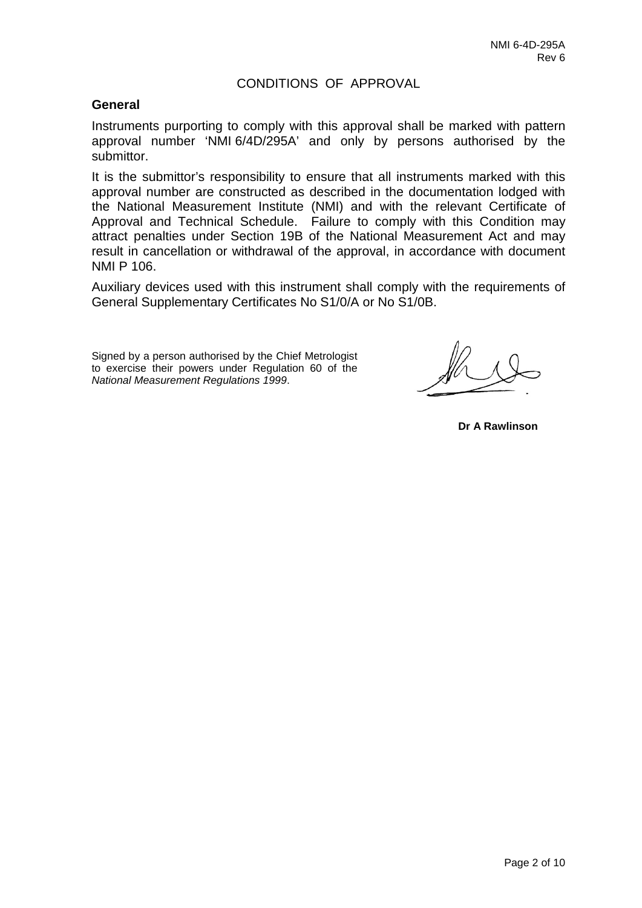CONDITIONS OF APPROVAL

**General**

Instruments purporting to comply with this approval shall be marked with pattern approval number 'NMI 6/4D/295A' and only by persons authorised by the submittor.

It is the submittor's responsibility to ensure that all instruments marked with this approval number are constructed as described in the documentation lodged with the National Measurement Institute (NMI) and with the relevant Certificate of Approval and Technical Schedule. Failure to comply with this Condition may attract penalties under Section 19B of the National Measurement Act and may result in cancellation or withdrawal of the approval, in accordance with document NMI P 106.

Auxiliary devices used with this instrument shall comply with the requirements of General Supplementary Certificates No S1/0/A or No S1/0B.

Signed by a person authorised by the Chief Metrologist to exercise their powers under Regulation 60 of the *National Measurement Regulations 1999*.

**Dr A Rawlinson**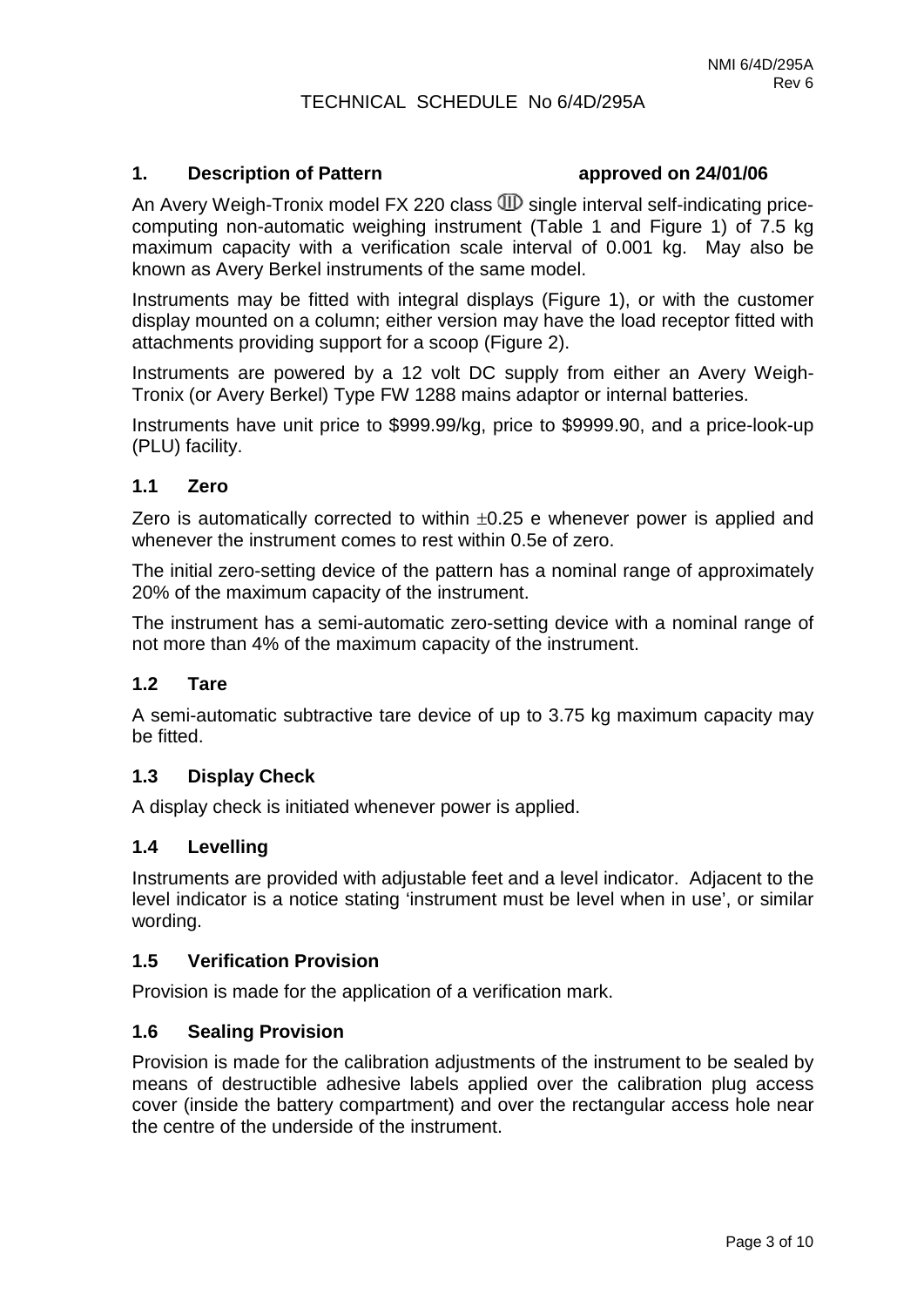# TECHNICAL SCHEDULE No 6/4D/295A

## 1. Description of Pattern approved on 24/01/06

An Avery Weigh-Tronix model FX 220 class ⅢⅢ single interval self-indicating price-computing non-automatic weighing instrument (Table 1 and Figure 1) of 7.5 kg maximum capacity with a verification scale interval of 0.001 kg. May also be known as Avery Berkel instruments of the same model.

Instruments may be fitted with integral displays (Figure 1), or with the customer display mounted on a column; either version may have the load receptor fitted with attachments providing support for a scoop (Figure 2).

Instruments are powered by a 12 volt DC supply from either an Avery Weigh-Tronix (or Avery Berkel) Type FW 1288 mains adaptor or internal batteries.

Instruments have unit price to \$999.99/kg, price to \$9999.90, and a price-look-up (PLU) facility.

### 1.1 Zero

Zero is automatically corrected to within ±0.25 e whenever power is applied and whenever the instrument comes to rest within 0.5e of zero.

The initial zero-setting device of the pattern has a nominal range of approximately 20% of the maximum capacity of the instrument.

The instrument has a semi-automatic zero-setting device with a nominal range of not more than 4% of the maximum capacity of the instrument.

### 1.2 Tare

A semi-automatic subtractive tare device of up to 3.75 kg maximum capacity may be fitted.

### 1.3 Display Check

A display check is initiated whenever power is applied.

### 1.4 Levelling

Instruments are provided with adjustable feet and a level indicator. Adjacent to the level indicator is a notice stating 'instrument must be level when in use', or similar wording.

### 1.5 Verification Provision

Provision is made for the application of a verification mark.

### 1.6 Sealing Provision

Provision is made for the calibration adjustments of the instrument to be sealed by means of destructible adhesive labels applied over the calibration plug access cover (inside the battery compartment) and over the rectangular access hole near the centre of the underside of the instrument.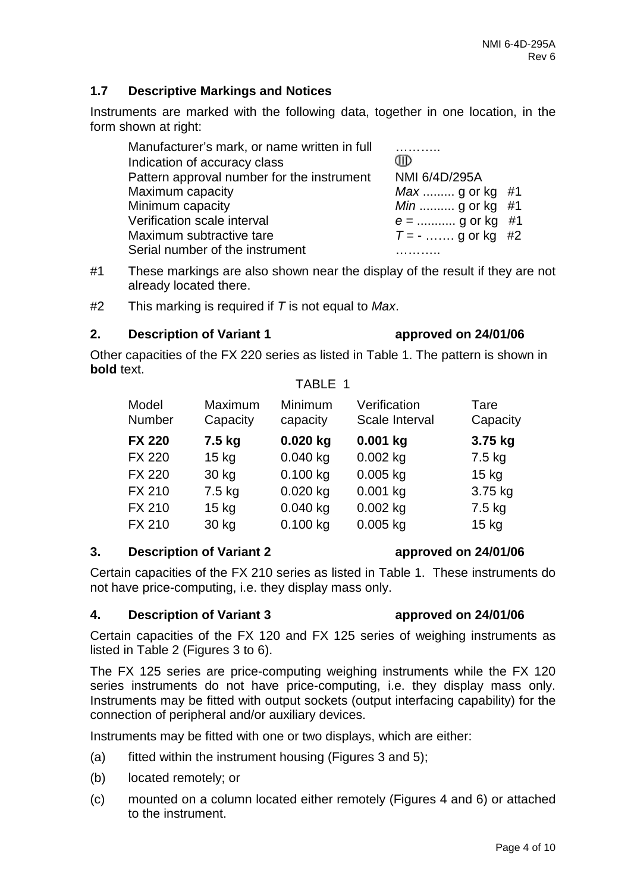## 1.7 Descriptive Markings and Notices

Instruments are marked with the following data, together in one location, in the form shown at right:

| | |
|---|---|
| Manufacturer's mark, or name written in full | ……….. |
| Indication of accuracy class | ⅢⅠ |
| Pattern approval number for the instrument | NMI 6/4D/295A |
| Maximum capacity | *Max* ......... g or kg #1 |
| Minimum capacity | *Min* .......... g or kg #1 |
| Verification scale interval | *e* = ........... g or kg #1 |
| Maximum subtractive tare | *T* = - ……. g or kg #2 |
| Serial number of the instrument | ……….. |

#1 These markings are also shown near the display of the result if they are not already located there.

#2 This marking is required if *T* is not equal to *Max*.

## 2. Description of Variant 1 approved on 24/01/06

Other capacities of the FX 220 series as listed in Table 1. The pattern is shown in **bold** text.

TABLE 1

| Model Number | Maximum Capacity | Minimum capacity | Verification Scale Interval | Tare Capacity |
|---|---|---|---|---|
| **FX 220** | **7.5 kg** | **0.020 kg** | **0.001 kg** | **3.75 kg** |
| FX 220 | 15 kg | 0.040 kg | 0.002 kg | 7.5 kg |
| FX 220 | 30 kg | 0.100 kg | 0.005 kg | 15 kg |
| FX 210 | 7.5 kg | 0.020 kg | 0.001 kg | 3.75 kg |
| FX 210 | 15 kg | 0.040 kg | 0.002 kg | 7.5 kg |
| FX 210 | 30 kg | 0.100 kg | 0.005 kg | 15 kg |

## 3. Description of Variant 2 approved on 24/01/06

Certain capacities of the FX 210 series as listed in Table 1. These instruments do not have price-computing, i.e. they display mass only.

## 4. Description of Variant 3 approved on 24/01/06

Certain capacities of the FX 120 and FX 125 series of weighing instruments as listed in Table 2 (Figures 3 to 6).

The FX 125 series are price-computing weighing instruments while the FX 120 series instruments do not have price-computing, i.e. they display mass only. Instruments may be fitted with output sockets (output interfacing capability) for the connection of peripheral and/or auxiliary devices.

Instruments may be fitted with one or two displays, which are either:

(a) fitted within the instrument housing (Figures 3 and 5);

(b) located remotely; or

(c) mounted on a column located either remotely (Figures 4 and 6) or attached to the instrument.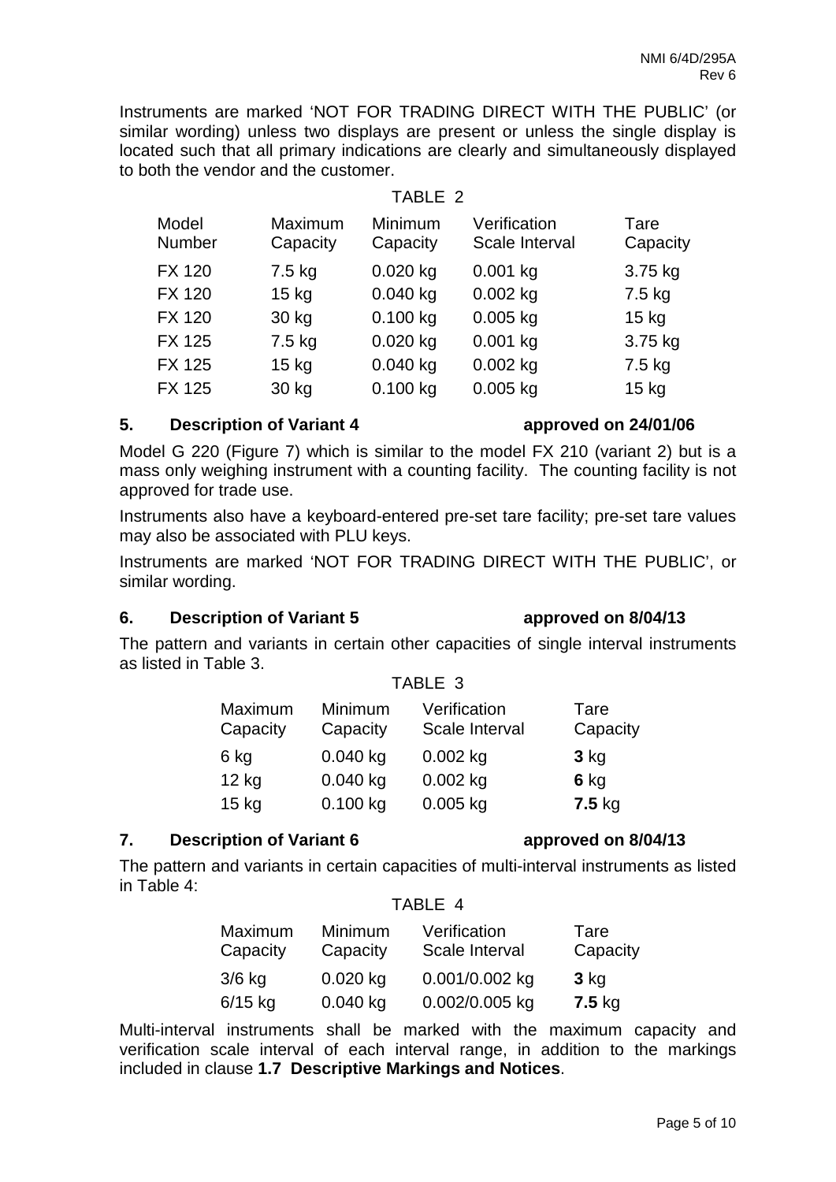Instruments are marked 'NOT FOR TRADING DIRECT WITH THE PUBLIC' (or similar wording) unless two displays are present or unless the single display is located such that all primary indications are clearly and simultaneously displayed to both the vendor and the customer.

TABLE 2

| Model Number | Maximum Capacity | Minimum Capacity | Verification Scale Interval | Tare Capacity |
|---|---|---|---|---|
| FX 120 | 7.5 kg | 0.020 kg | 0.001 kg | 3.75 kg |
| FX 120 | 15 kg | 0.040 kg | 0.002 kg | 7.5 kg |
| FX 120 | 30 kg | 0.100 kg | 0.005 kg | 15 kg |
| FX 125 | 7.5 kg | 0.020 kg | 0.001 kg | 3.75 kg |
| FX 125 | 15 kg | 0.040 kg | 0.002 kg | 7.5 kg |
| FX 125 | 30 kg | 0.100 kg | 0.005 kg | 15 kg |

## 5. Description of Variant 4 approved on 24/01/06

Model G 220 (Figure 7) which is similar to the model FX 210 (variant 2) but is a mass only weighing instrument with a counting facility. The counting facility is not approved for trade use.

Instruments also have a keyboard-entered pre-set tare facility; pre-set tare values may also be associated with PLU keys.

Instruments are marked 'NOT FOR TRADING DIRECT WITH THE PUBLIC', or similar wording.

## 6. Description of Variant 5 approved on 8/04/13

The pattern and variants in certain other capacities of single interval instruments as listed in Table 3.

TABLE 3

| Maximum Capacity | Minimum Capacity | Verification Scale Interval | Tare Capacity |
|---|---|---|---|
| 6 kg | 0.040 kg | 0.002 kg | **3** kg |
| 12 kg | 0.040 kg | 0.002 kg | **6** kg |
| 15 kg | 0.100 kg | 0.005 kg | **7.5** kg |

## 7. Description of Variant 6 approved on 8/04/13

The pattern and variants in certain capacities of multi-interval instruments as listed in Table 4:

TABLE 4

| Maximum Capacity | Minimum Capacity | Verification Scale Interval | Tare Capacity |
|---|---|---|---|
| 3/6 kg | 0.020 kg | 0.001/0.002 kg | **3** kg |
| 6/15 kg | 0.040 kg | 0.002/0.005 kg | **7.5** kg |

Multi-interval instruments shall be marked with the maximum capacity and verification scale interval of each interval range, in addition to the markings included in clause **1.7 Descriptive Markings and Notices**.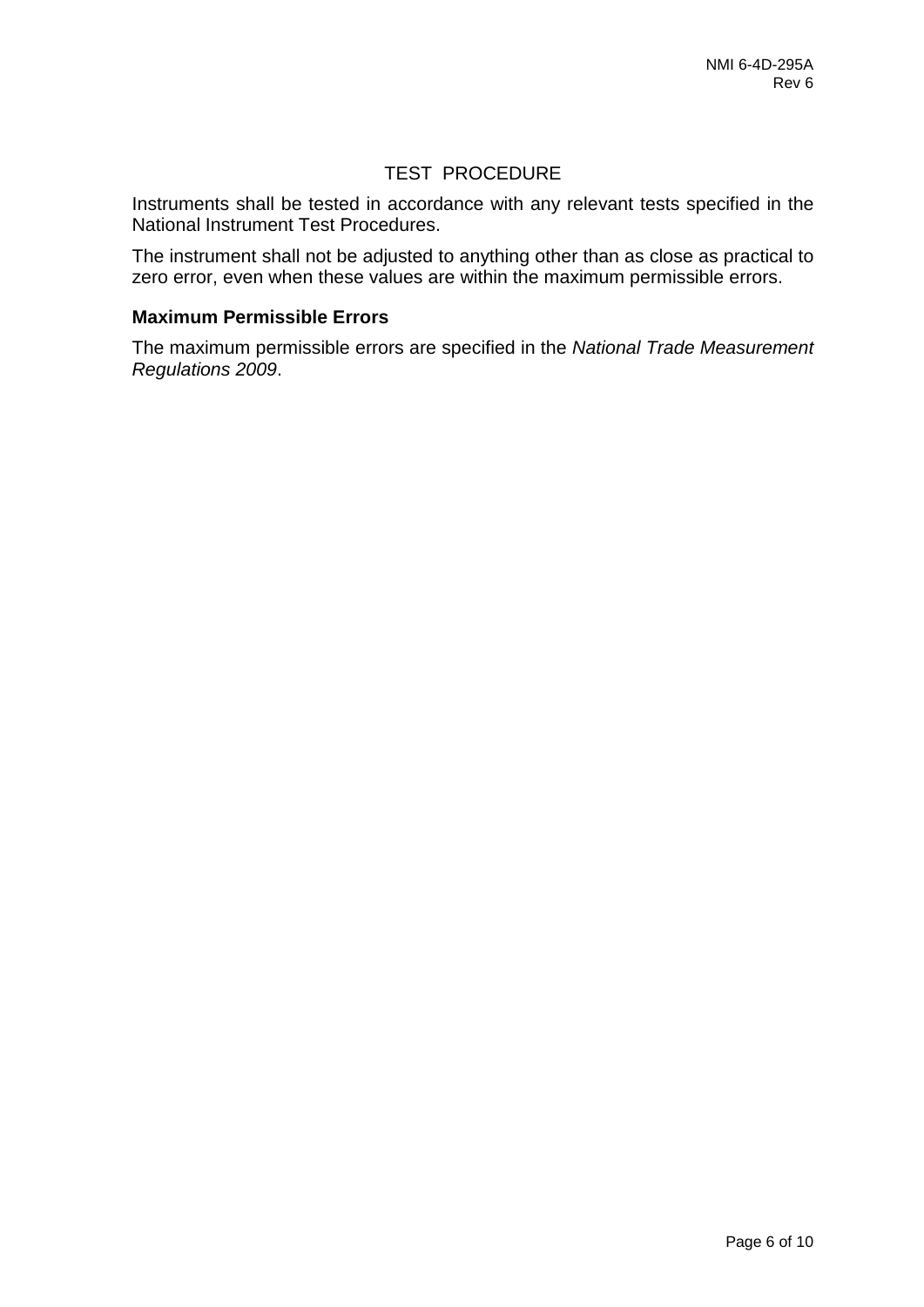# TEST PROCEDURE

Instruments shall be tested in accordance with any relevant tests specified in the National Instrument Test Procedures.

The instrument shall not be adjusted to anything other than as close as practical to zero error, even when these values are within the maximum permissible errors.

## Maximum Permissible Errors

The maximum permissible errors are specified in the *National Trade Measurement Regulations 2009*.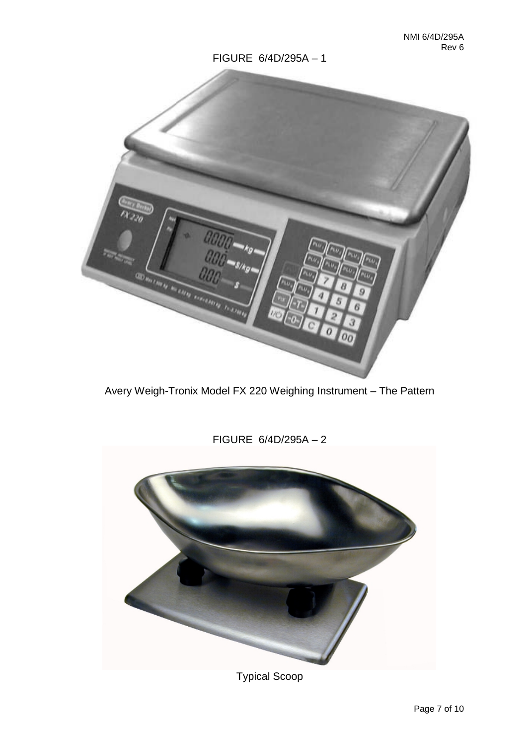FIGURE 6/4D/295A – 1

Avery Weigh-Tronix Model FX 220 Weighing Instrument – The Pattern

FIGURE 6/4D/295A – 2

Typical Scoop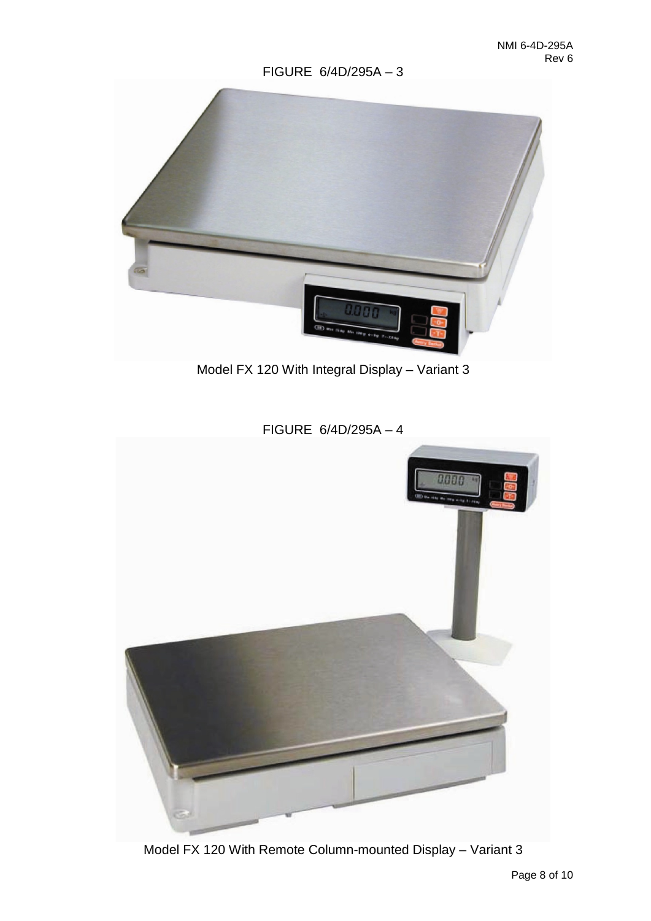FIGURE 6/4D/295A – 3

Model FX 120 With Integral Display – Variant 3

FIGURE 6/4D/295A – 4

Model FX 120 With Remote Column-mounted Display – Variant 3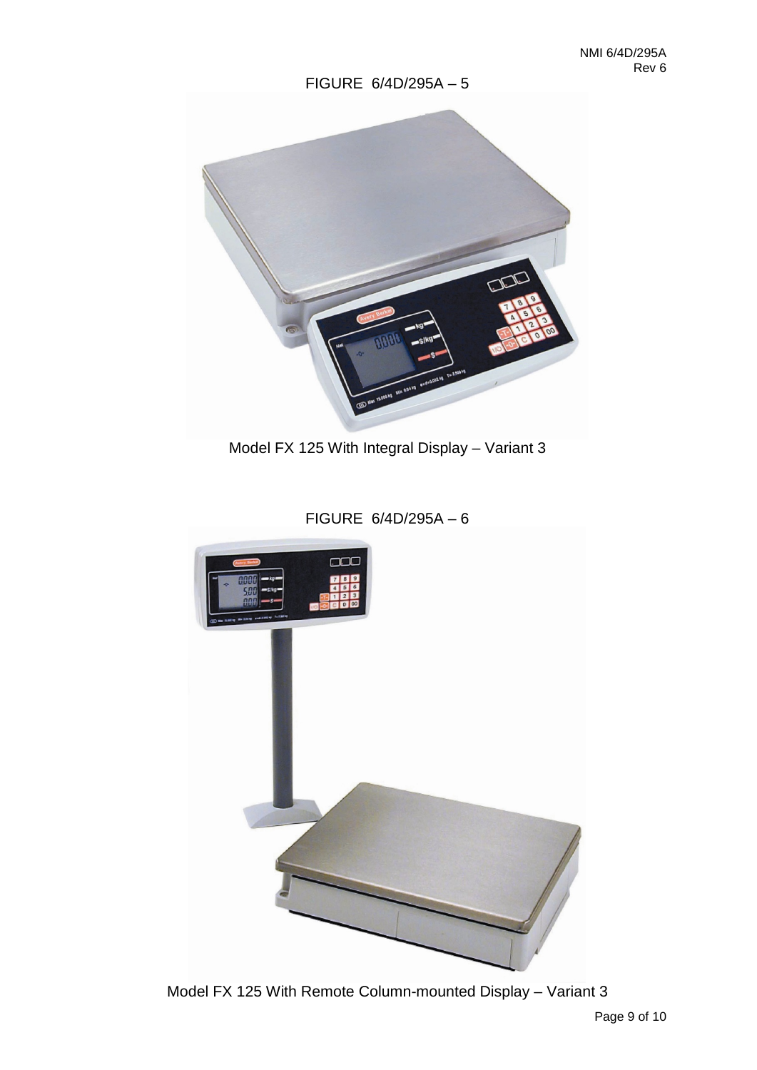FIGURE 6/4D/295A – 5

Model FX 125 With Integral Display – Variant 3

FIGURE 6/4D/295A – 6

Model FX 125 With Remote Column-mounted Display – Variant 3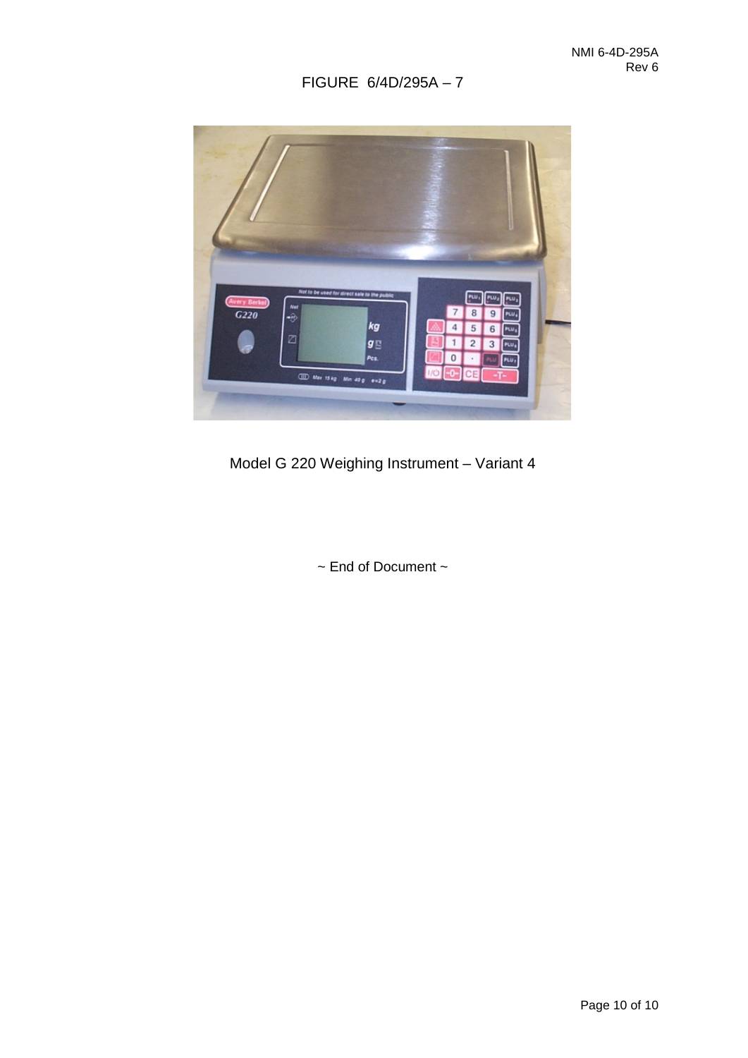FIGURE 6/4D/295A – 7

Model G 220 Weighing Instrument – Variant 4

~ End of Document ~